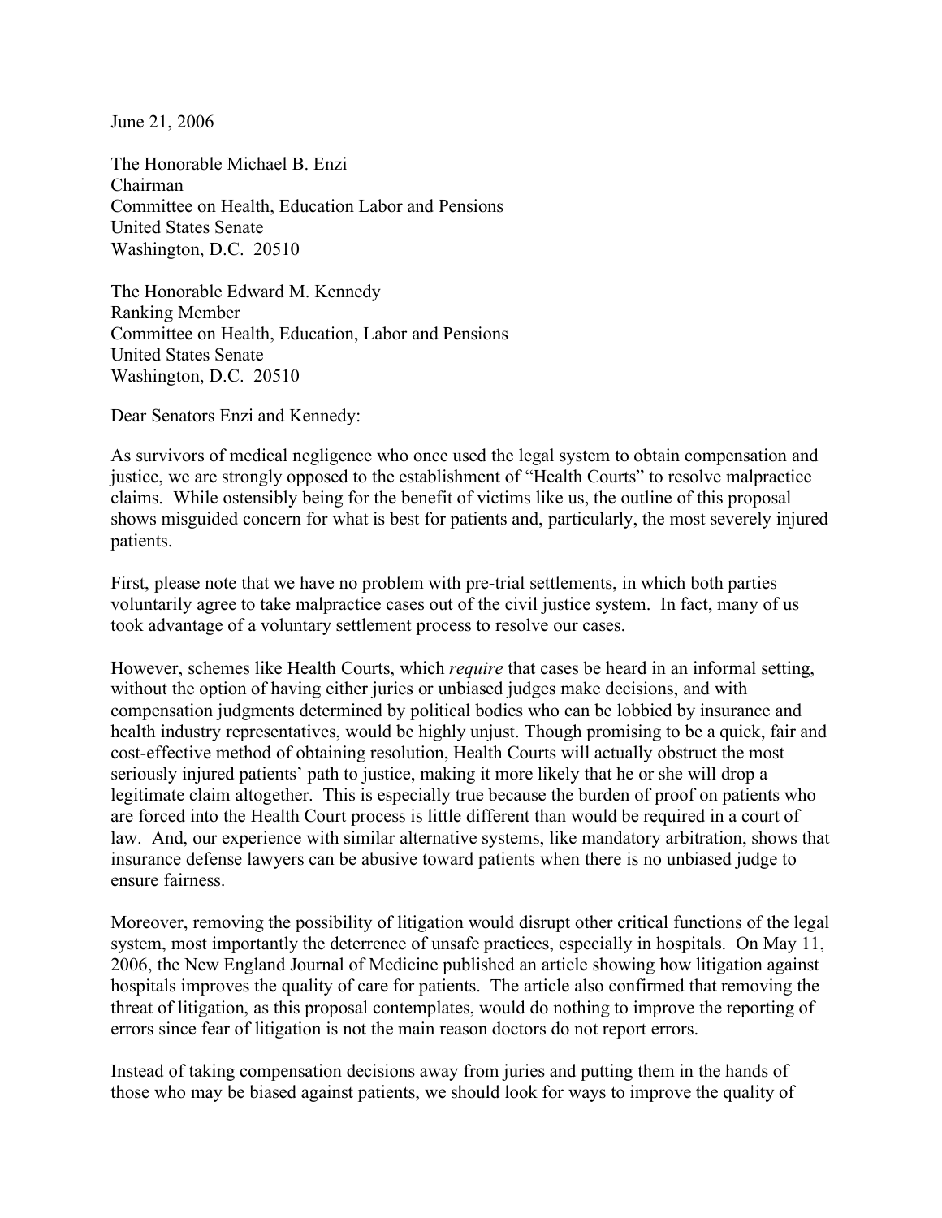June 21, 2006

The Honorable Michael B. Enzi
Chairman
Committee on Health, Education Labor and Pensions
United States Senate
Washington, D.C. 20510

The Honorable Edward M. Kennedy
Ranking Member
Committee on Health, Education, Labor and Pensions
United States Senate
Washington, D.C. 20510

Dear Senators Enzi and Kennedy:

As survivors of medical negligence who once used the legal system to obtain compensation and justice, we are strongly opposed to the establishment of "Health Courts" to resolve malpractice claims. While ostensibly being for the benefit of victims like us, the outline of this proposal shows misguided concern for what is best for patients and, particularly, the most severely injured patients.

First, please note that we have no problem with pre-trial settlements, in which both parties voluntarily agree to take malpractice cases out of the civil justice system. In fact, many of us took advantage of a voluntary settlement process to resolve our cases.

However, schemes like Health Courts, which *require* that cases be heard in an informal setting, without the option of having either juries or unbiased judges make decisions, and with compensation judgments determined by political bodies who can be lobbied by insurance and health industry representatives, would be highly unjust. Though promising to be a quick, fair and cost-effective method of obtaining resolution, Health Courts will actually obstruct the most seriously injured patients' path to justice, making it more likely that he or she will drop a legitimate claim altogether. This is especially true because the burden of proof on patients who are forced into the Health Court process is little different than would be required in a court of law. And, our experience with similar alternative systems, like mandatory arbitration, shows that insurance defense lawyers can be abusive toward patients when there is no unbiased judge to ensure fairness.

Moreover, removing the possibility of litigation would disrupt other critical functions of the legal system, most importantly the deterrence of unsafe practices, especially in hospitals. On May 11, 2006, the New England Journal of Medicine published an article showing how litigation against hospitals improves the quality of care for patients. The article also confirmed that removing the threat of litigation, as this proposal contemplates, would do nothing to improve the reporting of errors since fear of litigation is not the main reason doctors do not report errors.

Instead of taking compensation decisions away from juries and putting them in the hands of those who may be biased against patients, we should look for ways to improve the quality of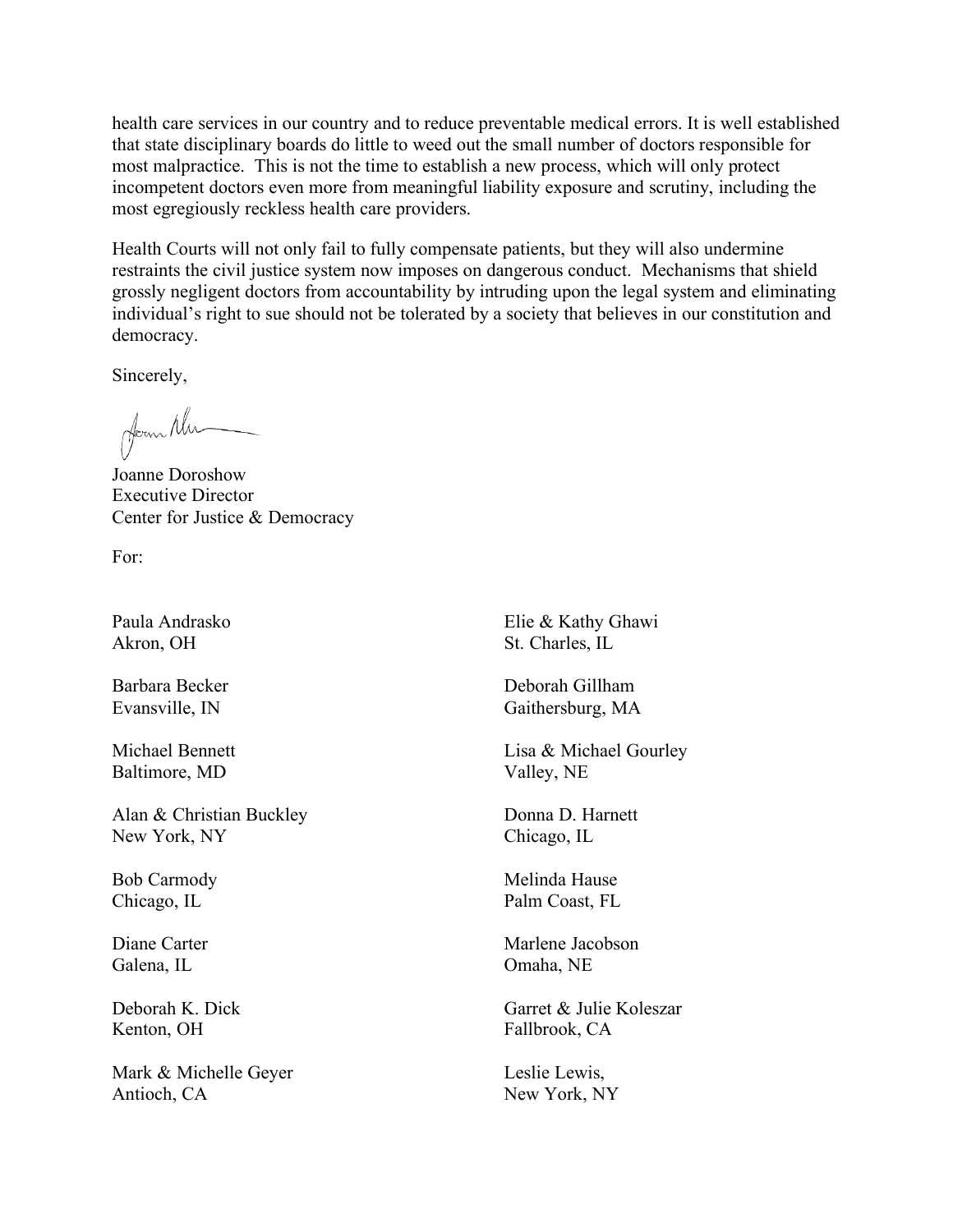health care services in our country and to reduce preventable medical errors. It is well established that state disciplinary boards do little to weed out the small number of doctors responsible for most malpractice. This is not the time to establish a new process, which will only protect incompetent doctors even more from meaningful liability exposure and scrutiny, including the most egregiously reckless health care providers.

Health Courts will not only fail to fully compensate patients, but they will also undermine restraints the civil justice system now imposes on dangerous conduct. Mechanisms that shield grossly negligent doctors from accountability by intruding upon the legal system and eliminating individual's right to sue should not be tolerated by a society that believes in our constitution and democracy.

Sincerely,

Joanne Doroshow
Executive Director
Center for Justice & Democracy

For:

Paula Andrasko
Akron, OH

Barbara Becker
Evansville, IN

Michael Bennett
Baltimore, MD

Alan & Christian Buckley
New York, NY

Bob Carmody
Chicago, IL

Diane Carter
Galena, IL

Deborah K. Dick
Kenton, OH

Mark & Michelle Geyer
Antioch, CA

Elie & Kathy Ghawi
St. Charles, IL

Deborah Gillham
Gaithersburg, MA

Lisa & Michael Gourley
Valley, NE

Donna D. Harnett
Chicago, IL

Melinda Hause
Palm Coast, FL

Marlene Jacobson
Omaha, NE

Garret & Julie Koleszar
Fallbrook, CA

Leslie Lewis,
New York, NY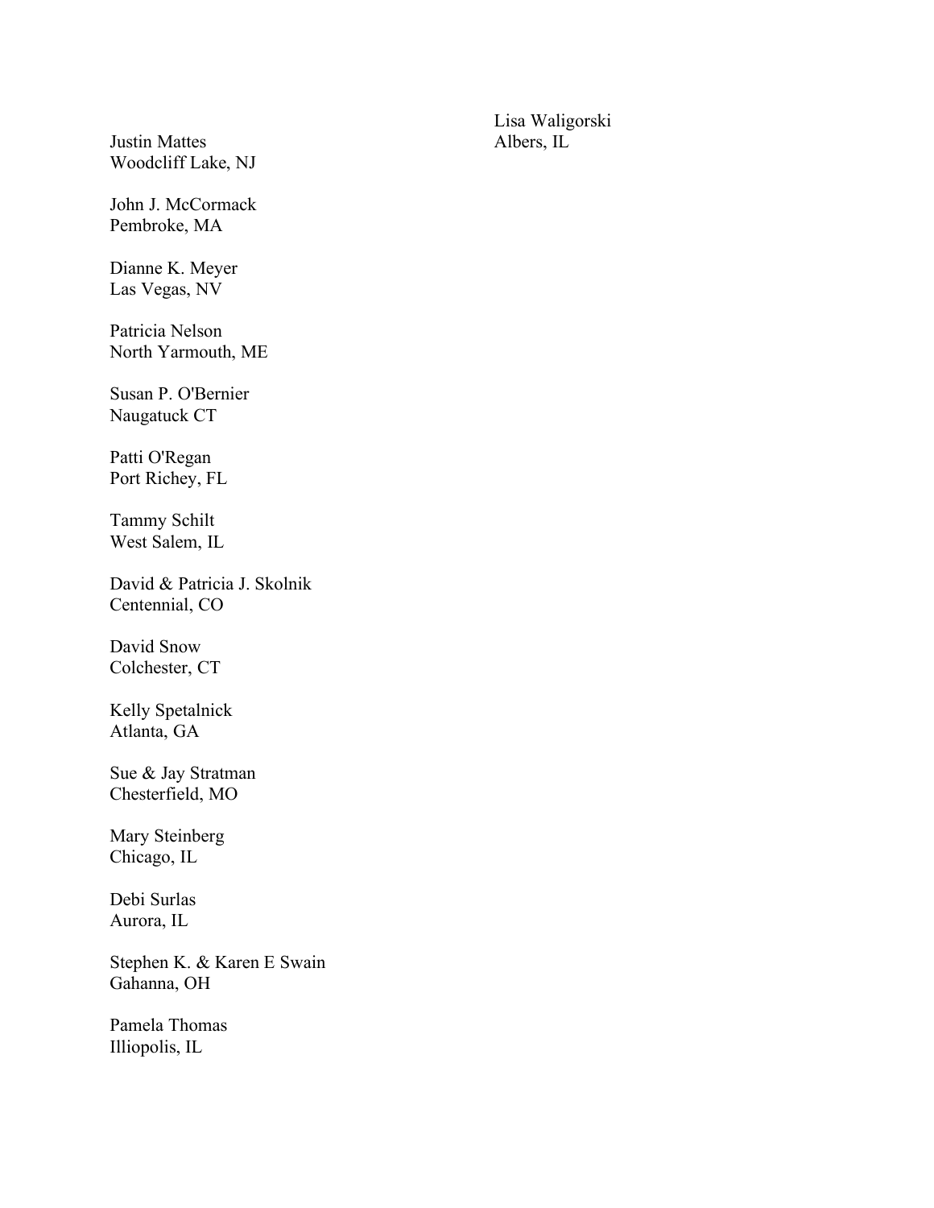Justin Mattes
Woodcliff Lake, NJ

John J. McCormack
Pembroke, MA

Dianne K. Meyer
Las Vegas, NV

Patricia Nelson
North Yarmouth, ME

Susan P. O'Bernier
Naugatuck CT

Patti O'Regan
Port Richey, FL

Tammy Schilt
West Salem, IL

David & Patricia J. Skolnik
Centennial, CO

David Snow
Colchester, CT

Kelly Spetalnick
Atlanta, GA

Sue & Jay Stratman
Chesterfield, MO

Mary Steinberg
Chicago, IL

Debi Surlas
Aurora, IL

Stephen K. & Karen E Swain
Gahanna, OH

Pamela Thomas
Illiopolis, IL

Lisa Waligorski
Albers, IL